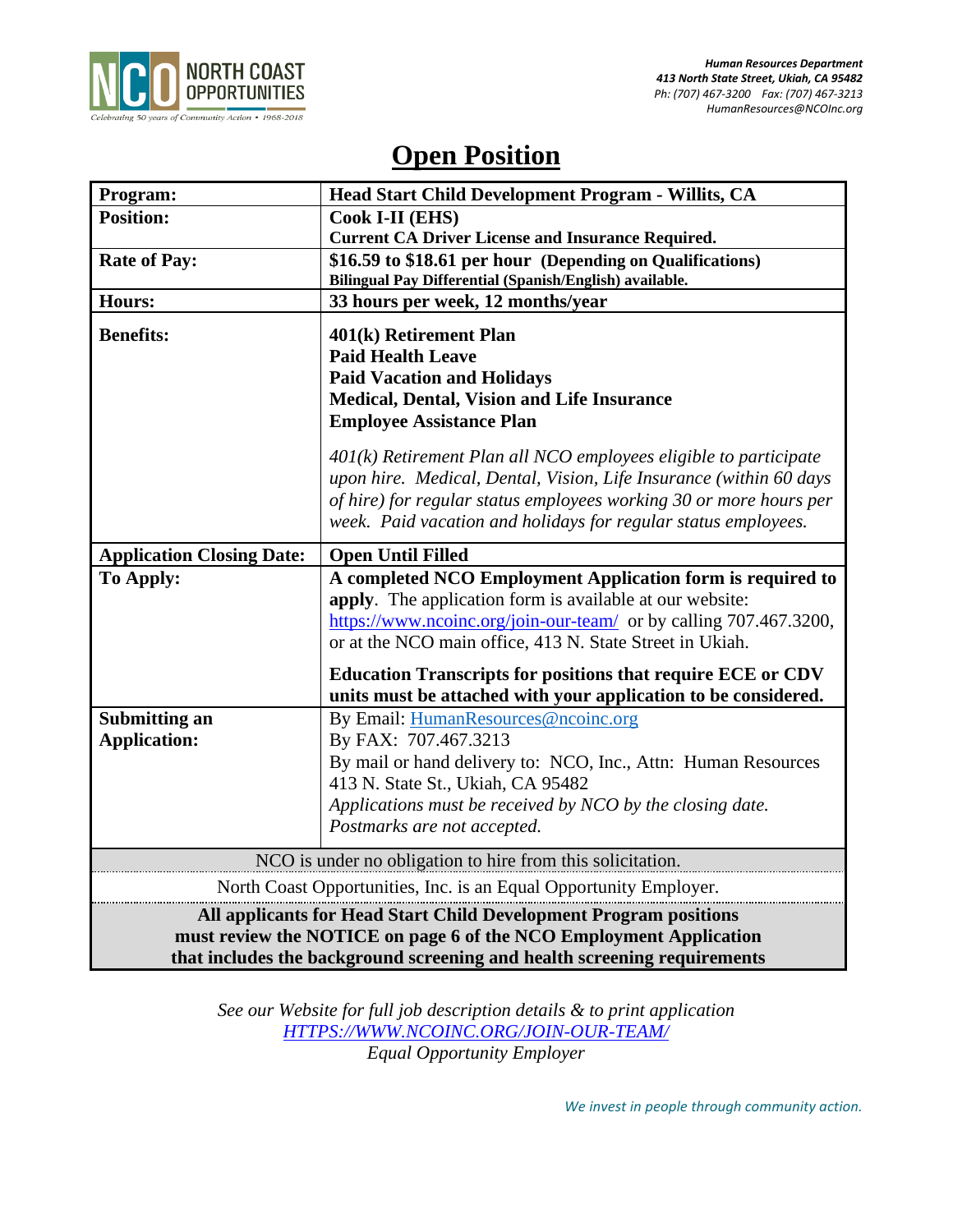NORTH COAST OPPORTUNITIES

*Celebrating 50 years of Community Action • 1968-2018*

***Human Resources Department***
***413 North State Street, Ukiah, CA 95482***
*Ph: (707) 467-3200 Fax: (707) 467-3213*
*HumanResources@NCOInc.org*

# Open Position

| **Program:** | **Head Start Child Development Program - Willits, CA** |
|---|---|
| **Position:** | **Cook I-II (EHS)**<br>**Current CA Driver License and Insurance Required.** |
| **Rate of Pay:** | **$16.59 to $18.61 per hour (Depending on Qualifications)**<br>**Bilingual Pay Differential (Spanish/English) available.** |
| **Hours:** | **33 hours per week, 12 months/year** |
| **Benefits:** | **401(k) Retirement Plan**<br>**Paid Health Leave**<br>**Paid Vacation and Holidays**<br>**Medical, Dental, Vision and Life Insurance**<br>**Employee Assistance Plan**<br><br>*401(k) Retirement Plan all NCO employees eligible to participate upon hire. Medical, Dental, Vision, Life Insurance (within 60 days of hire) for regular status employees working 30 or more hours per week. Paid vacation and holidays for regular status employees.* |
| **Application Closing Date:** | **Open Until Filled** |
| **To Apply:** | **A completed NCO Employment Application form is required to apply**. The application form is available at our website: https://www.ncoinc.org/join-our-team/ or by calling 707.467.3200, or at the NCO main office, 413 N. State Street in Ukiah.<br><br>**Education Transcripts for positions that require ECE or CDV units must be attached with your application to be considered.** |
| **Submitting an Application:** | By Email: HumanResources@ncoinc.org<br>By FAX: 707.467.3213<br>By mail or hand delivery to: NCO, Inc., Attn: Human Resources 413 N. State St., Ukiah, CA 95482<br>*Applications must be received by NCO by the closing date. Postmarks are not accepted.* |

NCO is under no obligation to hire from this solicitation.

North Coast Opportunities, Inc. is an Equal Opportunity Employer.

**All applicants for Head Start Child Development Program positions must review the NOTICE on page 6 of the NCO Employment Application that includes the background screening and health screening requirements**

*See our Website for full job description details & to print application*
*HTTPS://WWW.NCOINC.ORG/JOIN-OUR-TEAM/*
*Equal Opportunity Employer*

*We invest in people through community action.*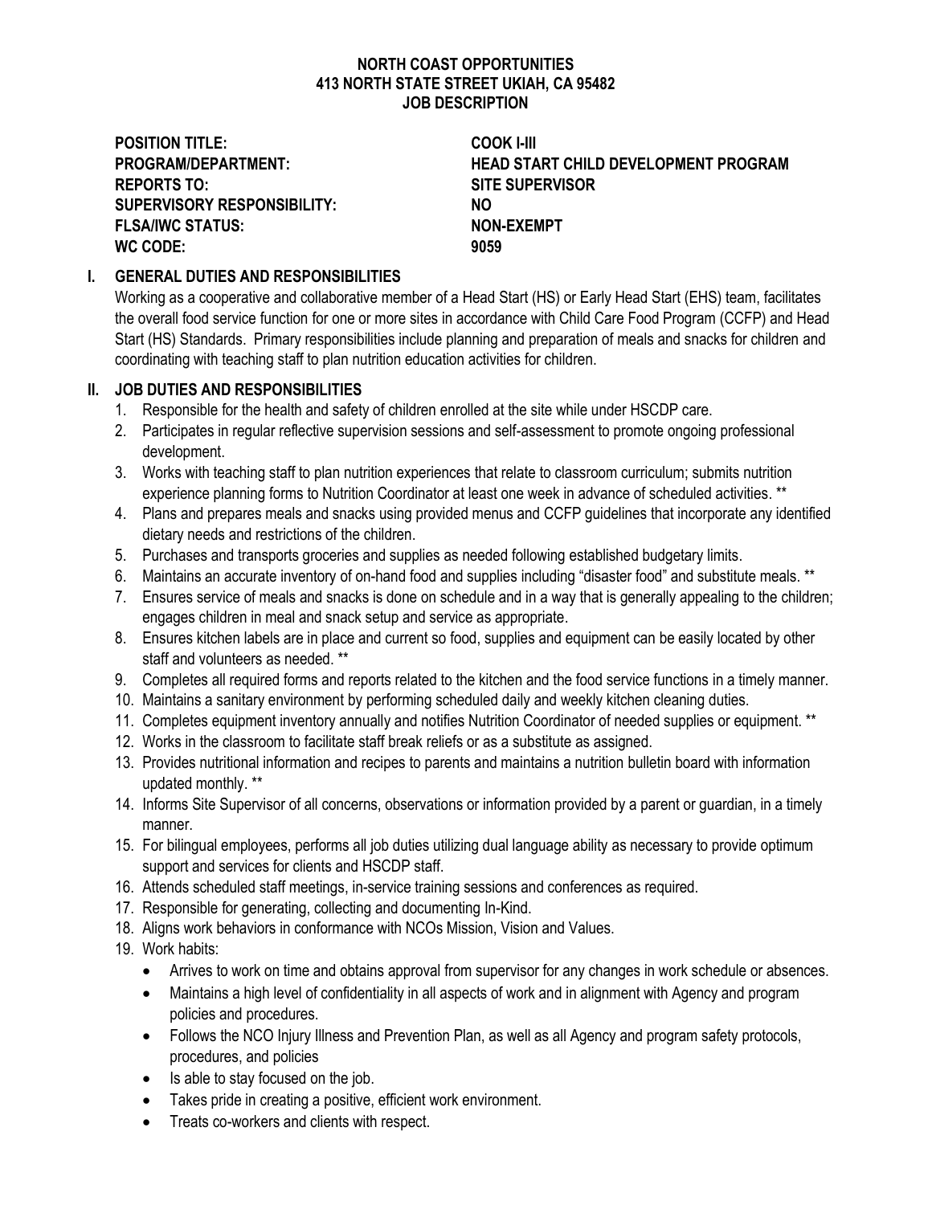**NORTH COAST OPPORTUNITIES**
**413 NORTH STATE STREET UKIAH, CA 95482**
**JOB DESCRIPTION**

| | |
|---|---|
| **POSITION TITLE:** | **COOK I-III** |
| **PROGRAM/DEPARTMENT:** | **HEAD START CHILD DEVELOPMENT PROGRAM** |
| **REPORTS TO:** | **SITE SUPERVISOR** |
| **SUPERVISORY RESPONSIBILITY:** | **NO** |
| **FLSA/IWC STATUS:** | **NON-EXEMPT** |
| **WC CODE:** | **9059** |

## I. GENERAL DUTIES AND RESPONSIBILITIES

Working as a cooperative and collaborative member of a Head Start (HS) or Early Head Start (EHS) team, facilitates the overall food service function for one or more sites in accordance with Child Care Food Program (CCFP) and Head Start (HS) Standards. Primary responsibilities include planning and preparation of meals and snacks for children and coordinating with teaching staff to plan nutrition education activities for children.

## II. JOB DUTIES AND RESPONSIBILITIES

1. Responsible for the health and safety of children enrolled at the site while under HSCDP care.
2. Participates in regular reflective supervision sessions and self-assessment to promote ongoing professional development.
3. Works with teaching staff to plan nutrition experiences that relate to classroom curriculum; submits nutrition experience planning forms to Nutrition Coordinator at least one week in advance of scheduled activities. **
4. Plans and prepares meals and snacks using provided menus and CCFP guidelines that incorporate any identified dietary needs and restrictions of the children.
5. Purchases and transports groceries and supplies as needed following established budgetary limits.
6. Maintains an accurate inventory of on-hand food and supplies including "disaster food" and substitute meals. **
7. Ensures service of meals and snacks is done on schedule and in a way that is generally appealing to the children; engages children in meal and snack setup and service as appropriate.
8. Ensures kitchen labels are in place and current so food, supplies and equipment can be easily located by other staff and volunteers as needed. **
9. Completes all required forms and reports related to the kitchen and the food service functions in a timely manner.
10. Maintains a sanitary environment by performing scheduled daily and weekly kitchen cleaning duties.
11. Completes equipment inventory annually and notifies Nutrition Coordinator of needed supplies or equipment. **
12. Works in the classroom to facilitate staff break reliefs or as a substitute as assigned.
13. Provides nutritional information and recipes to parents and maintains a nutrition bulletin board with information updated monthly. **
14. Informs Site Supervisor of all concerns, observations or information provided by a parent or guardian, in a timely manner.
15. For bilingual employees, performs all job duties utilizing dual language ability as necessary to provide optimum support and services for clients and HSCDP staff.
16. Attends scheduled staff meetings, in-service training sessions and conferences as required.
17. Responsible for generating, collecting and documenting In-Kind.
18. Aligns work behaviors in conformance with NCOs Mission, Vision and Values.
19. Work habits:
    - Arrives to work on time and obtains approval from supervisor for any changes in work schedule or absences.
    - Maintains a high level of confidentiality in all aspects of work and in alignment with Agency and program policies and procedures.
    - Follows the NCO Injury Illness and Prevention Plan, as well as all Agency and program safety protocols, procedures, and policies
    - Is able to stay focused on the job.
    - Takes pride in creating a positive, efficient work environment.
    - Treats co-workers and clients with respect.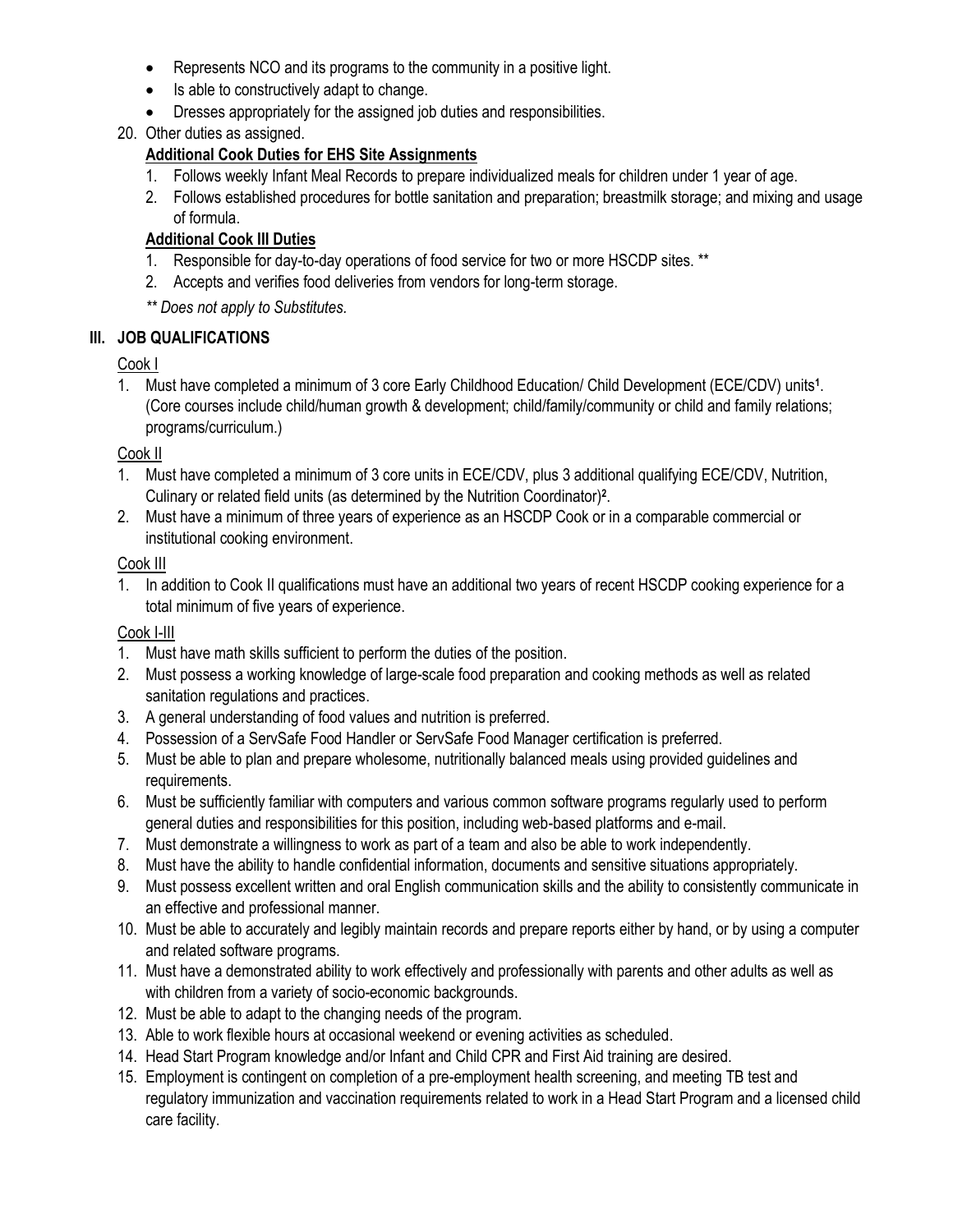- Represents NCO and its programs to the community in a positive light.
- Is able to constructively adapt to change.
- Dresses appropriately for the assigned job duties and responsibilities.

20. Other duties as assigned.

**Additional Cook Duties for EHS Site Assignments**

1. Follows weekly Infant Meal Records to prepare individualized meals for children under 1 year of age.
2. Follows established procedures for bottle sanitation and preparation; breastmilk storage; and mixing and usage of formula.

**Additional Cook III Duties**

1. Responsible for day-to-day operations of food service for two or more HSCDP sites. **
2. Accepts and verifies food deliveries from vendors for long-term storage.

*** Does not apply to Substitutes.*

## III. JOB QUALIFICATIONS

Cook I

1. Must have completed a minimum of 3 core Early Childhood Education/ Child Development (ECE/CDV) units[1]. (Core courses include child/human growth & development; child/family/community or child and family relations; programs/curriculum.)

Cook II

1. Must have completed a minimum of 3 core units in ECE/CDV, plus 3 additional qualifying ECE/CDV, Nutrition, Culinary or related field units (as determined by the Nutrition Coordinator)[2].
2. Must have a minimum of three years of experience as an HSCDP Cook or in a comparable commercial or institutional cooking environment.

Cook III

1. In addition to Cook II qualifications must have an additional two years of recent HSCDP cooking experience for a total minimum of five years of experience.

Cook I-III

1. Must have math skills sufficient to perform the duties of the position.
2. Must possess a working knowledge of large-scale food preparation and cooking methods as well as related sanitation regulations and practices.
3. A general understanding of food values and nutrition is preferred.
4. Possession of a ServSafe Food Handler or ServSafe Food Manager certification is preferred.
5. Must be able to plan and prepare wholesome, nutritionally balanced meals using provided guidelines and requirements.
6. Must be sufficiently familiar with computers and various common software programs regularly used to perform general duties and responsibilities for this position, including web-based platforms and e-mail.
7. Must demonstrate a willingness to work as part of a team and also be able to work independently.
8. Must have the ability to handle confidential information, documents and sensitive situations appropriately.
9. Must possess excellent written and oral English communication skills and the ability to consistently communicate in an effective and professional manner.
10. Must be able to accurately and legibly maintain records and prepare reports either by hand, or by using a computer and related software programs.
11. Must have a demonstrated ability to work effectively and professionally with parents and other adults as well as with children from a variety of socio-economic backgrounds.
12. Must be able to adapt to the changing needs of the program.
13. Able to work flexible hours at occasional weekend or evening activities as scheduled.
14. Head Start Program knowledge and/or Infant and Child CPR and First Aid training are desired.
15. Employment is contingent on completion of a pre-employment health screening, and meeting TB test and regulatory immunization and vaccination requirements related to work in a Head Start Program and a licensed child care facility.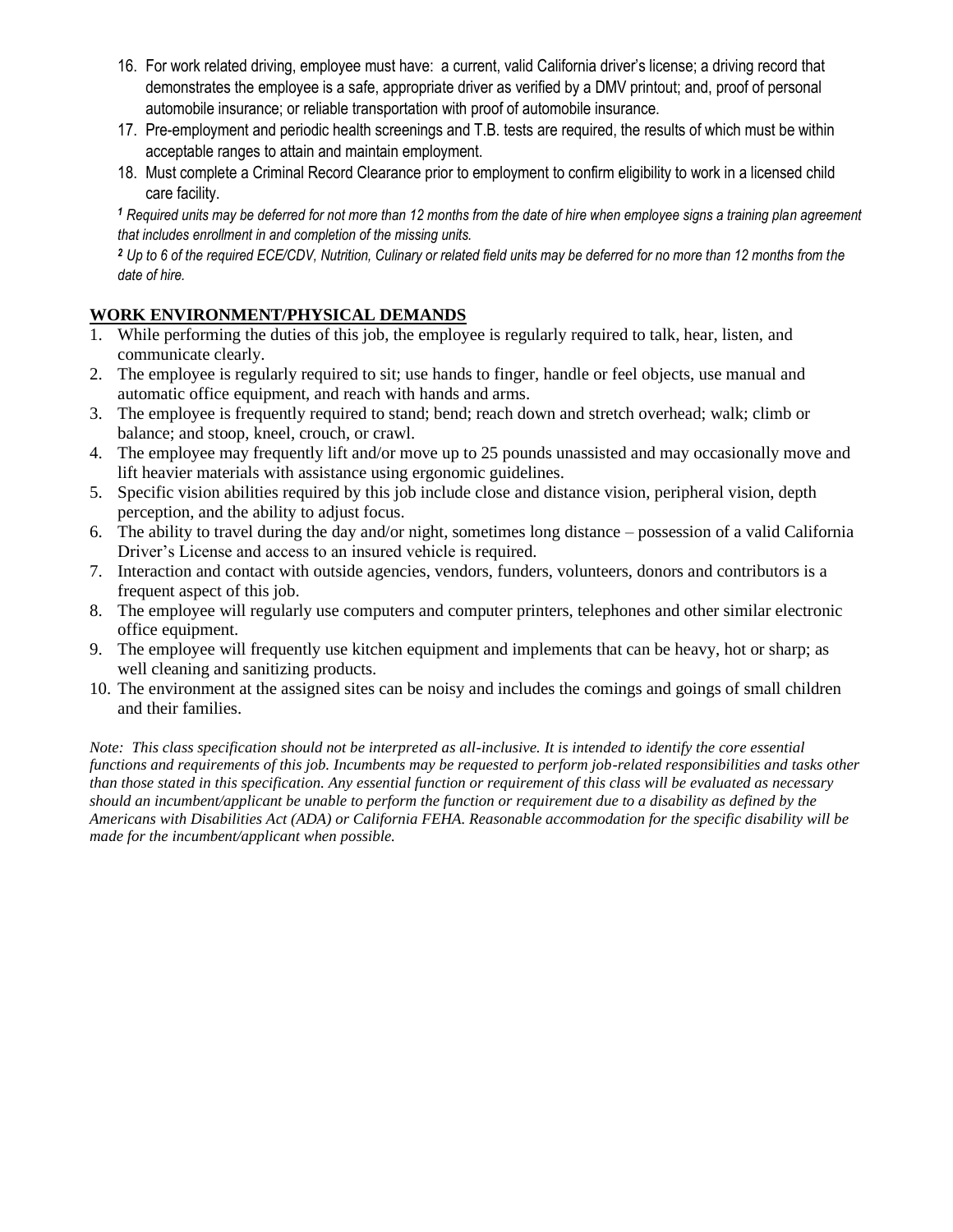16. For work related driving, employee must have: a current, valid California driver's license; a driving record that demonstrates the employee is a safe, appropriate driver as verified by a DMV printout; and, proof of personal automobile insurance; or reliable transportation with proof of automobile insurance.
17. Pre-employment and periodic health screenings and T.B. tests are required, the results of which must be within acceptable ranges to attain and maintain employment.
18. Must complete a Criminal Record Clearance prior to employment to confirm eligibility to work in a licensed child care facility.

*[1] Required units may be deferred for not more than 12 months from the date of hire when employee signs a training plan agreement that includes enrollment in and completion of the missing units.*

*[2] Up to 6 of the required ECE/CDV, Nutrition, Culinary or related field units may be deferred for no more than 12 months from the date of hire.*

## WORK ENVIRONMENT/PHYSICAL DEMANDS

1. While performing the duties of this job, the employee is regularly required to talk, hear, listen, and communicate clearly.
2. The employee is regularly required to sit; use hands to finger, handle or feel objects, use manual and automatic office equipment, and reach with hands and arms.
3. The employee is frequently required to stand; bend; reach down and stretch overhead; walk; climb or balance; and stoop, kneel, crouch, or crawl.
4. The employee may frequently lift and/or move up to 25 pounds unassisted and may occasionally move and lift heavier materials with assistance using ergonomic guidelines.
5. Specific vision abilities required by this job include close and distance vision, peripheral vision, depth perception, and the ability to adjust focus.
6. The ability to travel during the day and/or night, sometimes long distance – possession of a valid California Driver's License and access to an insured vehicle is required.
7. Interaction and contact with outside agencies, vendors, funders, volunteers, donors and contributors is a frequent aspect of this job.
8. The employee will regularly use computers and computer printers, telephones and other similar electronic office equipment.
9. The employee will frequently use kitchen equipment and implements that can be heavy, hot or sharp; as well cleaning and sanitizing products.
10. The environment at the assigned sites can be noisy and includes the comings and goings of small children and their families.

*Note: This class specification should not be interpreted as all-inclusive. It is intended to identify the core essential functions and requirements of this job. Incumbents may be requested to perform job-related responsibilities and tasks other than those stated in this specification. Any essential function or requirement of this class will be evaluated as necessary should an incumbent/applicant be unable to perform the function or requirement due to a disability as defined by the Americans with Disabilities Act (ADA) or California FEHA. Reasonable accommodation for the specific disability will be made for the incumbent/applicant when possible.*